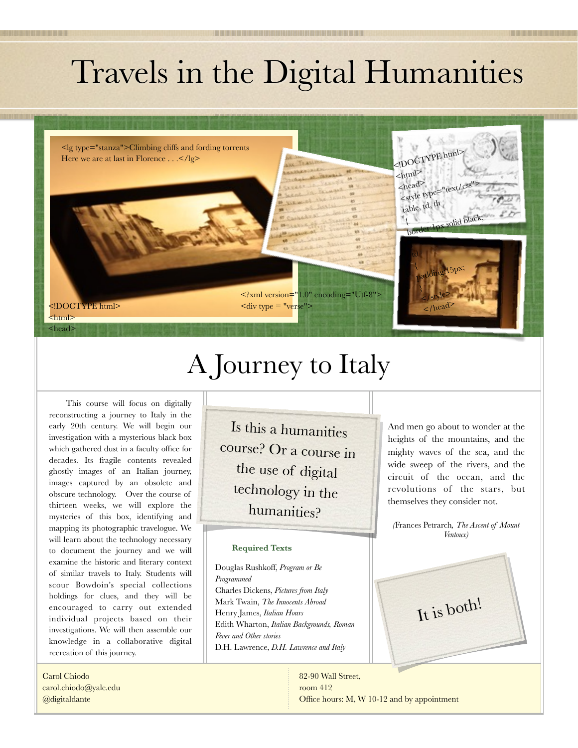# Travels in the Digital Humanities

```
<lg type="stanza">Climbing cliffs and fording torrents
Here we are at last in Florence . . .</lg>
```

```
<!DOCTYPE html>
<html>
<head>
```

```
<?xml version="1.0" encoding="Utf-8">
<div type = "verse">
```

```
<!DOCTYPE html>
<html>
<head>
<style type="text/css">
table, td, th
{
border:1px solid black;
}
td
{
padding:15px;
}
</style>
</head>
```

# A Journey to Italy

This course will focus on digitally reconstructing a journey to Italy in the early 20th century. We will begin our investigation with a mysterious black box which gathered dust in a faculty office for decades. Its fragile contents revealed ghostly images of an Italian journey, images captured by an obsolete and obscure technology. Over the course of thirteen weeks, we will explore the mysteries of this box, identifying and mapping its photographic travelogue. We will learn about the technology necessary to document the journey and we will examine the historic and literary context of similar travels to Italy. Students will scour Bowdoin's special collections holdings for clues, and they will be encouraged to carry out extended individual projects based on their investigations. We will then assemble our knowledge in a collaborative digital recreation of this journey.

Is this a humanities course? Or a course in the use of digital technology in the humanities?

**Required Texts**

Douglas Rushkoff, *Program or Be Programmed*
Charles Dickens, *Pictures from Italy*
Mark Twain, *The Innocents Abroad*
Henry James, *Italian Hours*
Edith Wharton, *Italian Backgrounds, Roman Fever and Other stories*
D.H. Lawrence, *D.H. Lawrence and Italy*

And men go about to wonder at the heights of the mountains, and the mighty waves of the sea, and the wide sweep of the rivers, and the circuit of the ocean, and the revolutions of the stars, but themselves they consider not.

(Frances Petrarch, *The Ascent of Mount Ventoux)*

It is both!

Carol Chiodo
carol.chiodo@yale.edu
@digitaldante

82-90 Wall Street,
room 412
Office hours: M, W 10-12 and by appointment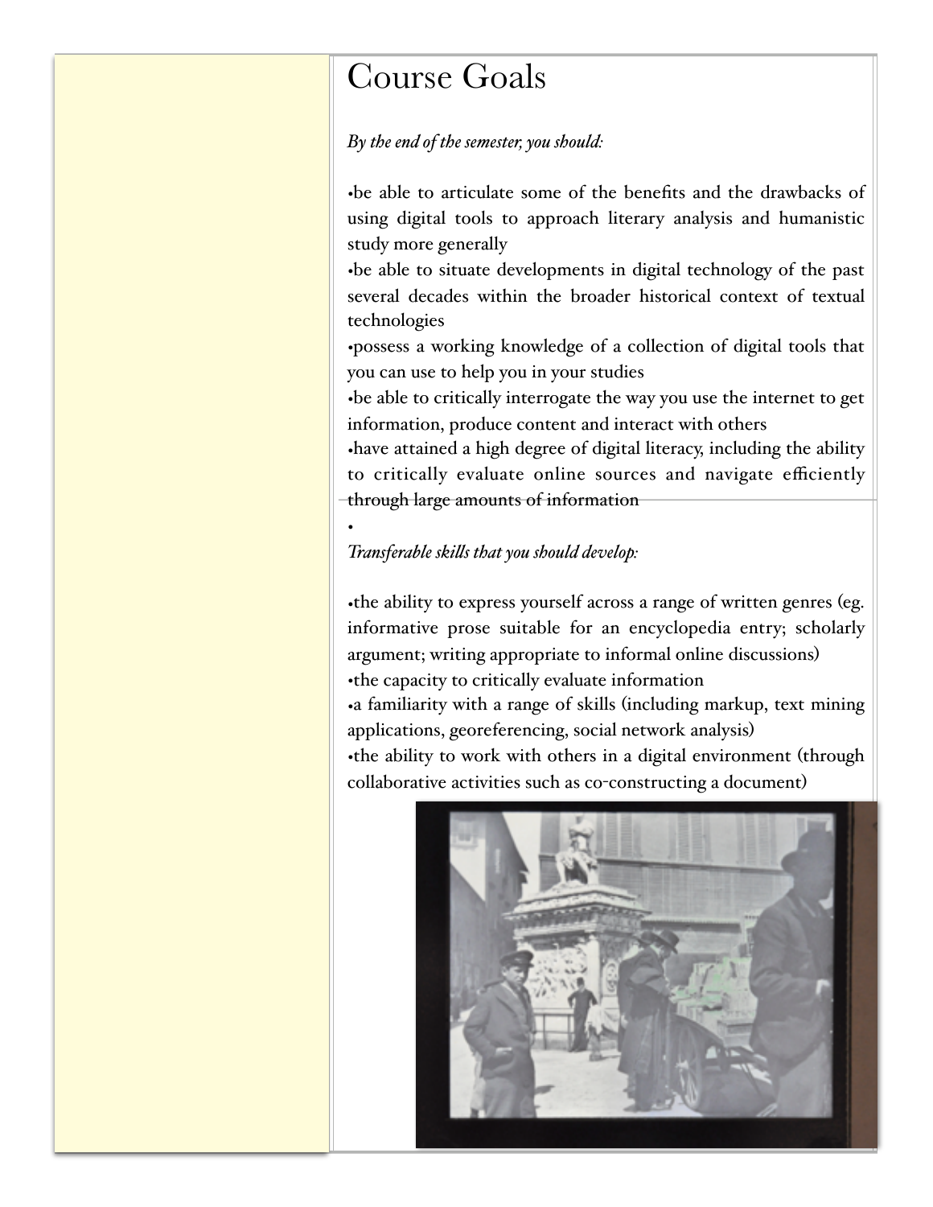# Course Goals

*By the end of the semester, you should:*

- be able to articulate some of the benefits and the drawbacks of using digital tools to approach literary analysis and humanistic study more generally
- be able to situate developments in digital technology of the past several decades within the broader historical context of textual technologies
- possess a working knowledge of a collection of digital tools that you can use to help you in your studies
- be able to critically interrogate the way you use the internet to get information, produce content and interact with others
- have attained a high degree of digital literacy, including the ability to critically evaluate online sources and navigate efficiently through large amounts of information

*Transferable skills that you should develop:*

- the ability to express yourself across a range of written genres (eg. informative prose suitable for an encyclopedia entry; scholarly argument; writing appropriate to informal online discussions)
- the capacity to critically evaluate information
- a familiarity with a range of skills (including markup, text mining applications, georeferencing, social network analysis)
- the ability to work with others in a digital environment (through collaborative activities such as co-constructing a document)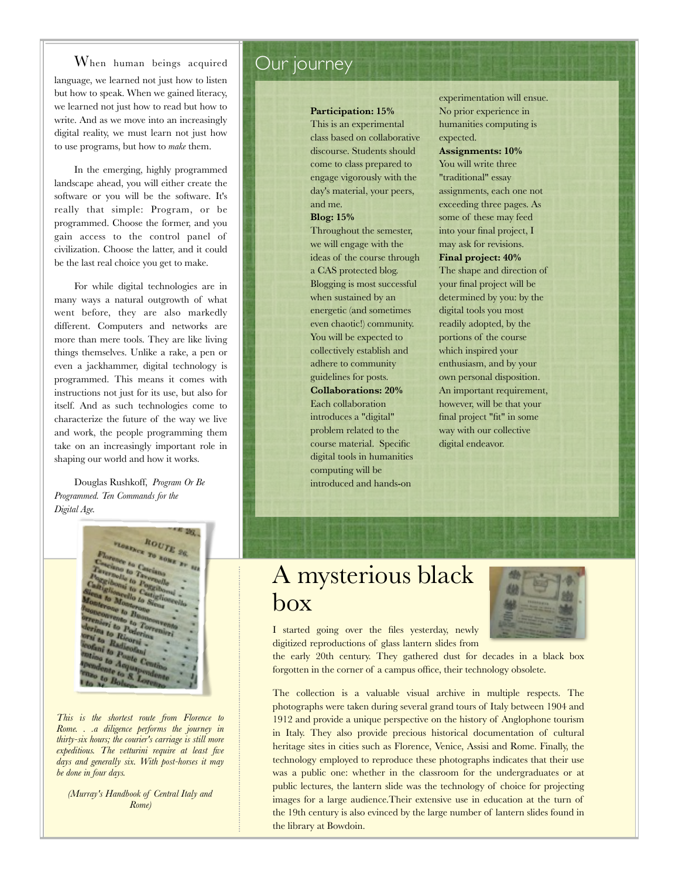When human beings acquired language, we learned not just how to listen but how to speak. When we gained literacy, we learned not just how to read but how to write. And as we move into an increasingly digital reality, we must learn not just how to use programs, but how to *make* them.

In the emerging, highly programmed landscape ahead, you will either create the software or you will be the software. It's really that simple: Program, or be programmed. Choose the former, and you gain access to the control panel of civilization. Choose the latter, and it could be the last real choice you get to make.

For while digital technologies are in many ways a natural outgrowth of what went before, they are also markedly different. Computers and networks are more than mere tools. They are like living things themselves. Unlike a rake, a pen or even a jackhammer, digital technology is programmed. This means it comes with instructions not just for its use, but also for itself. And as such technologies come to characterize the future of the way we live and work, the people programming them take on an increasingly important role in shaping our world and how it works.

Douglas Rushkoff, *Program Or Be Programmed. Ten Commands for the Digital Age.*

## Our journey

**Participation: 15%**
This is an experimental class based on collaborative discourse. Students should come to class prepared to engage vigorously with the day's material, your peers, and me.

**Blog: 15%**
Throughout the semester, we will engage with the ideas of the course through a CAS protected blog. Blogging is most successful when sustained by an energetic (and sometimes even chaotic!) community. You will be expected to collectively establish and adhere to community guidelines for posts.

**Collaborations: 20%**
Each collaboration introduces a "digital" problem related to the course material. Specific digital tools in humanities computing will be introduced and hands-on experimentation will ensue. No prior experience in humanities computing is expected.

**Assignments: 10%**
You will write three "traditional" essay assignments, each one not exceeding three pages. As some of these may feed into your final project, I may ask for revisions.

**Final project: 40%**
The shape and direction of your final project will be determined by you: by the digital tools you most readily adopted, by the portions of the course which inspired your enthusiasm, and by your own personal disposition. An important requirement, however, will be that your final project "fit" in some way with our collective digital endeavor.

*This is the shortest route from Florence to Rome. . .a diligence performs the journey in thirty-six hours; the courier's carriage is still more expeditious. The vetturini require at least five days and generally six. With post-horses it may be done in four days.*

*(Murray's Handbook of Central Italy and Rome)*

# A mysterious black box

I started going over the files yesterday, newly digitized reproductions of glass lantern slides from the early 20th century. They gathered dust for decades in a black box forgotten in the corner of a campus office, their technology obsolete.

The collection is a valuable visual archive in multiple respects. The photographs were taken during several grand tours of Italy between 1904 and 1912 and provide a unique perspective on the history of Anglophone tourism in Italy. They also provide precious historical documentation of cultural heritage sites in cities such as Florence, Venice, Assisi and Rome. Finally, the technology employed to reproduce these photographs indicates that their use was a public one: whether in the classroom for the undergraduates or at public lectures, the lantern slide was the technology of choice for projecting images for a large audience.Their extensive use in education at the turn of the 19th century is also evinced by the large number of lantern slides found in the library at Bowdoin.